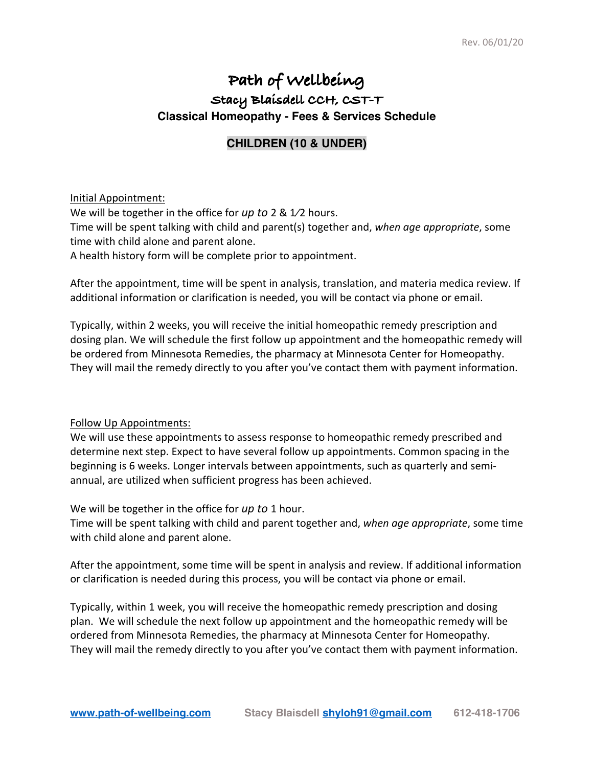# Path of Wellbeing

## Stacy Blaisdell CCH, CST-T

### Classical Homeopathy - Fees & Services Schedule

### CHILDREN (10 & UNDER)

Initial Appointment:

We will be together in the office for *up to* 2 & 1⁄2 hours.
Time will be spent talking with child and parent(s) together and, *when age appropriate*, some time with child alone and parent alone.
A health history form will be complete prior to appointment.

After the appointment, time will be spent in analysis, translation, and materia medica review. If additional information or clarification is needed, you will be contact via phone or email.

Typically, within 2 weeks, you will receive the initial homeopathic remedy prescription and dosing plan. We will schedule the first follow up appointment and the homeopathic remedy will be ordered from Minnesota Remedies, the pharmacy at Minnesota Center for Homeopathy. They will mail the remedy directly to you after you've contact them with payment information.

Follow Up Appointments:

We will use these appointments to assess response to homeopathic remedy prescribed and determine next step. Expect to have several follow up appointments. Common spacing in the beginning is 6 weeks. Longer intervals between appointments, such as quarterly and semi-annual, are utilized when sufficient progress has been achieved.

We will be together in the office for *up to* 1 hour.
Time will be spent talking with child and parent together and, *when age appropriate*, some time with child alone and parent alone.

After the appointment, some time will be spent in analysis and review. If additional information or clarification is needed during this process, you will be contact via phone or email.

Typically, within 1 week, you will receive the homeopathic remedy prescription and dosing plan. We will schedule the next follow up appointment and the homeopathic remedy will be ordered from Minnesota Remedies, the pharmacy at Minnesota Center for Homeopathy. They will mail the remedy directly to you after you've contact them with payment information.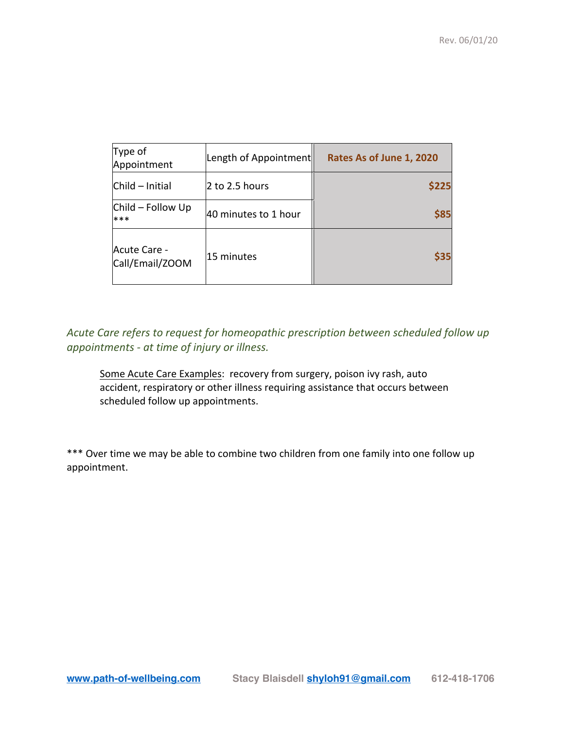| Type of Appointment | Length of Appointment | **Rates As of June 1, 2020** |
| --- | --- | --- |
| Child – Initial | 2 to 2.5 hours | **$225** |
| Child – Follow Up *** | 40 minutes to 1 hour | **$85** |
| Acute Care - Call/Email/ZOOM | 15 minutes | **$35** |

*Acute Care refers to request for homeopathic prescription between scheduled follow up appointments - at time of injury or illness.*

Some Acute Care Examples: recovery from surgery, poison ivy rash, auto accident, respiratory or other illness requiring assistance that occurs between scheduled follow up appointments.

*** Over time we may be able to combine two children from one family into one follow up appointment.

**www.path-of-wellbeing.com** **Stacy Blaisdell shyloh91@gmail.com** **612-418-1706**